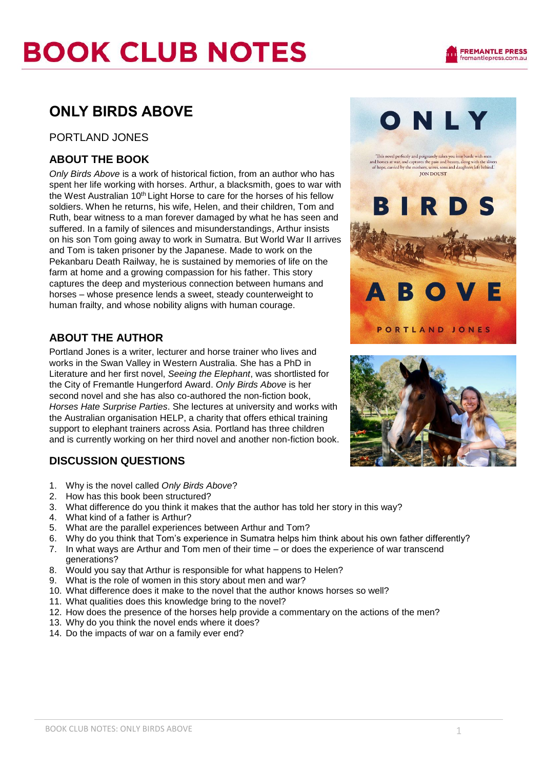# BOOK CLUB NOTES

## ONLY BIRDS ABOVE

PORTLAND JONES

### ABOUT THE BOOK

*Only Birds Above* is a work of historical fiction, from an author who has spent her life working with horses. Arthur, a blacksmith, goes to war with the West Australian 10th Light Horse to care for the horses of his fellow soldiers. When he returns, his wife, Helen, and their children, Tom and Ruth, bear witness to a man forever damaged by what he has seen and suffered. In a family of silences and misunderstandings, Arthur insists on his son Tom going away to work in Sumatra. But World War II arrives and Tom is taken prisoner by the Japanese. Made to work on the Pekanbaru Death Railway, he is sustained by memories of life on the farm at home and a growing compassion for his father. This story captures the deep and mysterious connection between humans and horses – whose presence lends a sweet, steady counterweight to human frailty, and whose nobility aligns with human courage.

### ABOUT THE AUTHOR

Portland Jones is a writer, lecturer and horse trainer who lives and works in the Swan Valley in Western Australia. She has a PhD in Literature and her first novel, *Seeing the Elephant*, was shortlisted for the City of Fremantle Hungerford Award. *Only Birds Above* is her second novel and she has also co-authored the non-fiction book, *Horses Hate Surprise Parties*. She lectures at university and works with the Australian organisation HELP, a charity that offers ethical training support to elephant trainers across Asia. Portland has three children and is currently working on her third novel and another non-fiction book.

### DISCUSSION QUESTIONS

1. Why is the novel called *Only Birds Above*?
2. How has this book been structured?
3. What difference do you think it makes that the author has told her story in this way?
4. What kind of a father is Arthur?
5. What are the parallel experiences between Arthur and Tom?
6. Why do you think that Tom's experience in Sumatra helps him think about his own father differently?
7. In what ways are Arthur and Tom men of their time – or does the experience of war transcend generations?
8. Would you say that Arthur is responsible for what happens to Helen?
9. What is the role of women in this story about men and war?
10. What difference does it make to the novel that the author knows horses so well?
11. What qualities does this knowledge bring to the novel?
12. How does the presence of the horses help provide a commentary on the actions of the men?
13. Why do you think the novel ends where it does?
14. Do the impacts of war on a family ever end?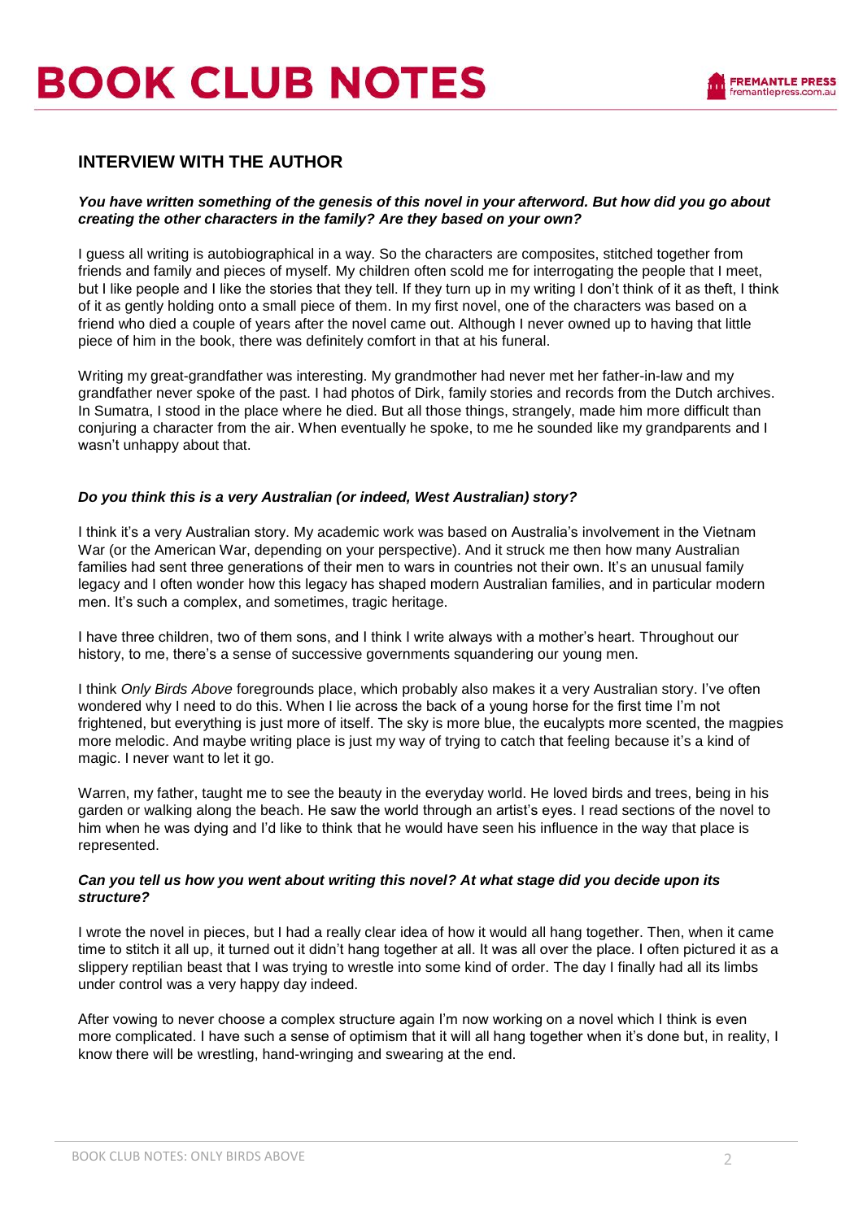## INTERVIEW WITH THE AUTHOR

***You have written something of the genesis of this novel in your afterword. But how did you go about creating the other characters in the family? Are they based on your own?***

I guess all writing is autobiographical in a way. So the characters are composites, stitched together from friends and family and pieces of myself. My children often scold me for interrogating the people that I meet, but I like people and I like the stories that they tell. If they turn up in my writing I don't think of it as theft, I think of it as gently holding onto a small piece of them. In my first novel, one of the characters was based on a friend who died a couple of years after the novel came out. Although I never owned up to having that little piece of him in the book, there was definitely comfort in that at his funeral.

Writing my great-grandfather was interesting. My grandmother had never met her father-in-law and my grandfather never spoke of the past. I had photos of Dirk, family stories and records from the Dutch archives. In Sumatra, I stood in the place where he died. But all those things, strangely, made him more difficult than conjuring a character from the air. When eventually he spoke, to me he sounded like my grandparents and I wasn't unhappy about that.

***Do you think this is a very Australian (or indeed, West Australian) story?***

I think it's a very Australian story. My academic work was based on Australia's involvement in the Vietnam War (or the American War, depending on your perspective). And it struck me then how many Australian families had sent three generations of their men to wars in countries not their own. It's an unusual family legacy and I often wonder how this legacy has shaped modern Australian families, and in particular modern men. It's such a complex, and sometimes, tragic heritage.

I have three children, two of them sons, and I think I write always with a mother's heart. Throughout our history, to me, there's a sense of successive governments squandering our young men.

I think *Only Birds Above* foregrounds place, which probably also makes it a very Australian story. I've often wondered why I need to do this. When I lie across the back of a young horse for the first time I'm not frightened, but everything is just more of itself. The sky is more blue, the eucalypts more scented, the magpies more melodic. And maybe writing place is just my way of trying to catch that feeling because it's a kind of magic. I never want to let it go.

Warren, my father, taught me to see the beauty in the everyday world. He loved birds and trees, being in his garden or walking along the beach. He saw the world through an artist's eyes. I read sections of the novel to him when he was dying and I'd like to think that he would have seen his influence in the way that place is represented.

***Can you tell us how you went about writing this novel? At what stage did you decide upon its structure?***

I wrote the novel in pieces, but I had a really clear idea of how it would all hang together. Then, when it came time to stitch it all up, it turned out it didn't hang together at all. It was all over the place. I often pictured it as a slippery reptilian beast that I was trying to wrestle into some kind of order. The day I finally had all its limbs under control was a very happy day indeed.

After vowing to never choose a complex structure again I'm now working on a novel which I think is even more complicated. I have such a sense of optimism that it will all hang together when it's done but, in reality, I know there will be wrestling, hand-wringing and swearing at the end.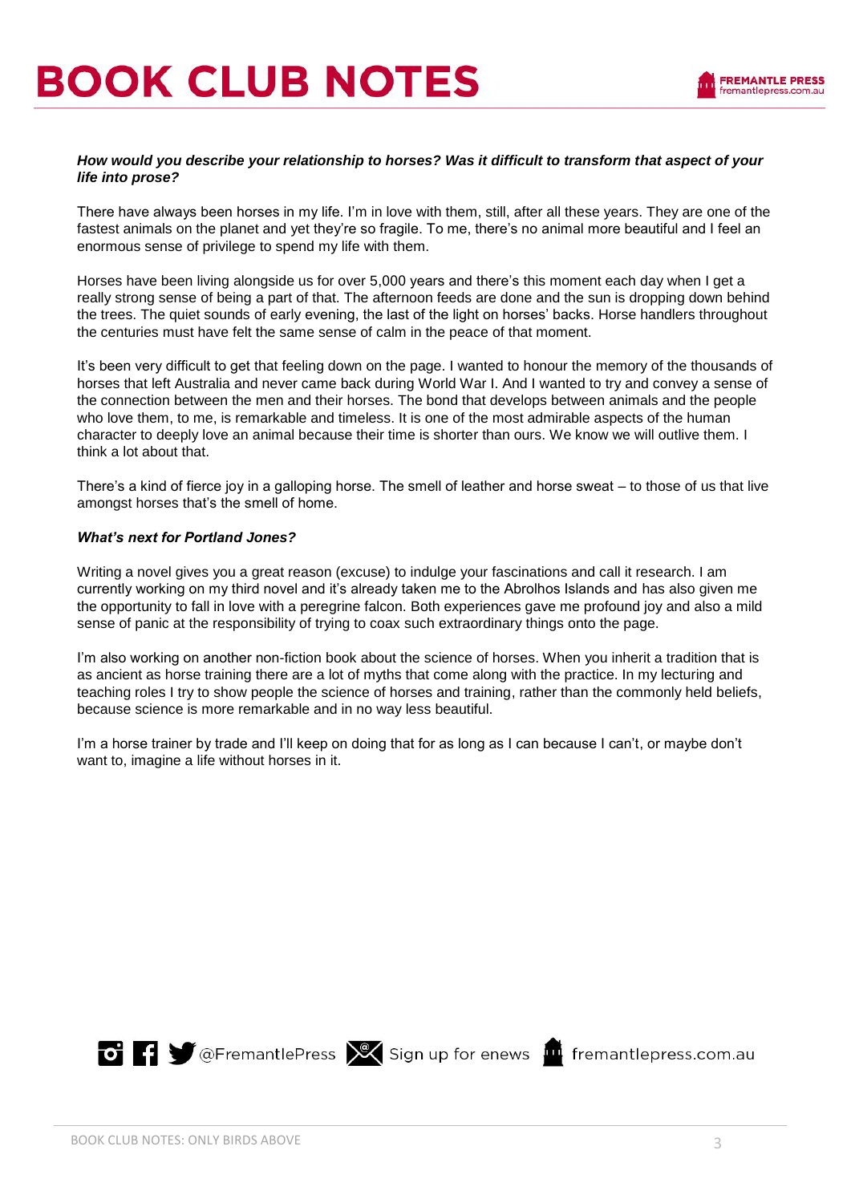*How would you describe your relationship to horses? Was it difficult to transform that aspect of your life into prose?*

There have always been horses in my life. I'm in love with them, still, after all these years. They are one of the fastest animals on the planet and yet they're so fragile. To me, there's no animal more beautiful and I feel an enormous sense of privilege to spend my life with them.

Horses have been living alongside us for over 5,000 years and there's this moment each day when I get a really strong sense of being a part of that. The afternoon feeds are done and the sun is dropping down behind the trees. The quiet sounds of early evening, the last of the light on horses' backs. Horse handlers throughout the centuries must have felt the same sense of calm in the peace of that moment.

It's been very difficult to get that feeling down on the page. I wanted to honour the memory of the thousands of horses that left Australia and never came back during World War I. And I wanted to try and convey a sense of the connection between the men and their horses. The bond that develops between animals and the people who love them, to me, is remarkable and timeless. It is one of the most admirable aspects of the human character to deeply love an animal because their time is shorter than ours. We know we will outlive them. I think a lot about that.

There's a kind of fierce joy in a galloping horse. The smell of leather and horse sweat – to those of us that live amongst horses that's the smell of home.

*What's next for Portland Jones?*

Writing a novel gives you a great reason (excuse) to indulge your fascinations and call it research. I am currently working on my third novel and it's already taken me to the Abrolhos Islands and has also given me the opportunity to fall in love with a peregrine falcon. Both experiences gave me profound joy and also a mild sense of panic at the responsibility of trying to coax such extraordinary things onto the page.

I'm also working on another non-fiction book about the science of horses. When you inherit a tradition that is as ancient as horse training there are a lot of myths that come along with the practice. In my lecturing and teaching roles I try to show people the science of horses and training, rather than the commonly held beliefs, because science is more remarkable and in no way less beautiful.

I'm a horse trainer by trade and I'll keep on doing that for as long as I can because I can't, or maybe don't want to, imagine a life without horses in it.

@FremantlePress Sign up for enews fremantlepress.com.au